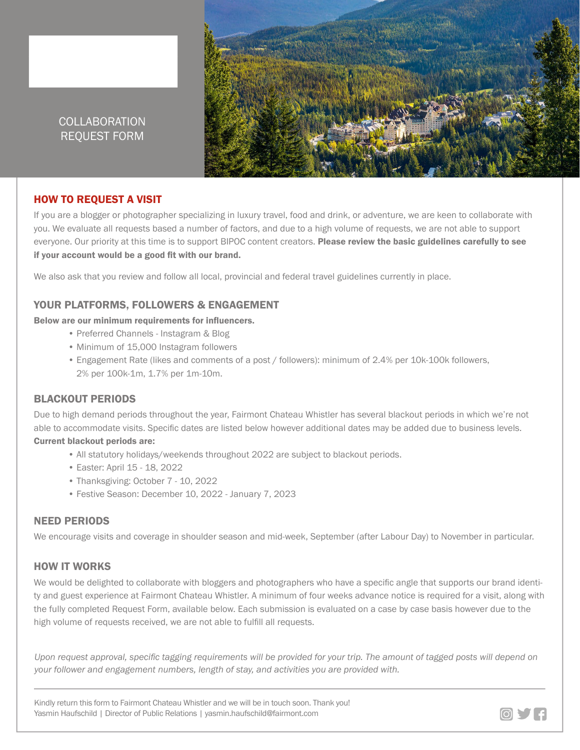# COLLABORATION REQUEST FORM

## HOW TO REQUEST A VISIT

If you are a blogger or photographer specializing in luxury travel, food and drink, or adventure, we are keen to collaborate with you. We evaluate all requests based a number of factors, and due to a high volume of requests, we are not able to support everyone. Our priority at this time is to support BIPOC content creators. **Please review the basic guidelines carefully to see if your account would be a good fit with our brand.**

We also ask that you review and follow all local, provincial and federal travel guidelines currently in place.

### YOUR PLATFORMS, FOLLOWERS & ENGAGEMENT

**Below are our minimum requirements for influencers.**

- Preferred Channels - Instagram & Blog
- Minimum of 15,000 Instagram followers
- Engagement Rate (likes and comments of a post / followers): minimum of 2.4% per 10k-100k followers, 2% per 100k-1m, 1.7% per 1m-10m.

### BLACKOUT PERIODS

Due to high demand periods throughout the year, Fairmont Chateau Whistler has several blackout periods in which we're not able to accommodate visits. Specific dates are listed below however additional dates may be added due to business levels.

**Current blackout periods are:**

- All statutory holidays/weekends throughout 2022 are subject to blackout periods.
- Easter: April 15 - 18, 2022
- Thanksgiving: October 7 - 10, 2022
- Festive Season: December 10, 2022 - January 7, 2023

### NEED PERIODS

We encourage visits and coverage in shoulder season and mid-week, September (after Labour Day) to November in particular.

### HOW IT WORKS

We would be delighted to collaborate with bloggers and photographers who have a specific angle that supports our brand identity and guest experience at Fairmont Chateau Whistler. A minimum of four weeks advance notice is required for a visit, along with the fully completed Request Form, available below. Each submission is evaluated on a case by case basis however due to the high volume of requests received, we are not able to fulfill all requests.

*Upon request approval, specific tagging requirements will be provided for your trip. The amount of tagged posts will depend on your follower and engagement numbers, length of stay, and activities you are provided with.*

---

Kindly return this form to Fairmont Chateau Whistler and we will be in touch soon. Thank you!
Yasmin Haufschild | Director of Public Relations | yasmin.haufschild@fairmont.com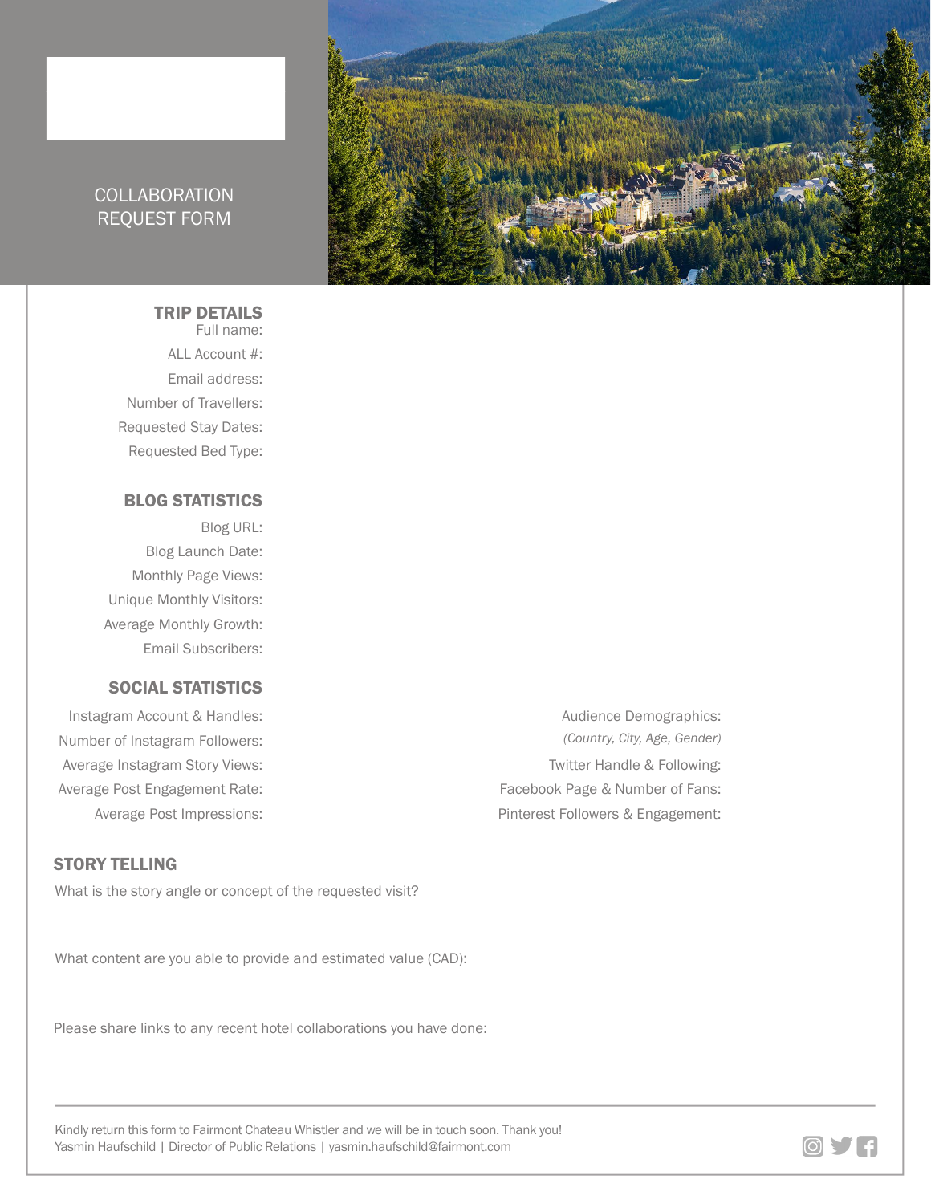# COLLABORATION REQUEST FORM

## TRIP DETAILS

Full name:

ALL Account #:

Email address:

Number of Travellers:

Requested Stay Dates:

Requested Bed Type:

## BLOG STATISTICS

Blog URL:

Blog Launch Date:

Monthly Page Views:

Unique Monthly Visitors:

Average Monthly Growth:

Email Subscribers:

## SOCIAL STATISTICS

Instagram Account & Handles:

Number of Instagram Followers:

Average Instagram Story Views:

Average Post Engagement Rate:

Average Post Impressions:

Audience Demographics:
*(Country, City, Age, Gender)*

Twitter Handle & Following:

Facebook Page & Number of Fans:

Pinterest Followers & Engagement:

## STORY TELLING

What is the story angle or concept of the requested visit?

What content are you able to provide and estimated value (CAD):

Please share links to any recent hotel collaborations you have done:

---

Kindly return this form to Fairmont Chateau Whistler and we will be in touch soon. Thank you!
Yasmin Haufschild | Director of Public Relations | yasmin.haufschild@fairmont.com